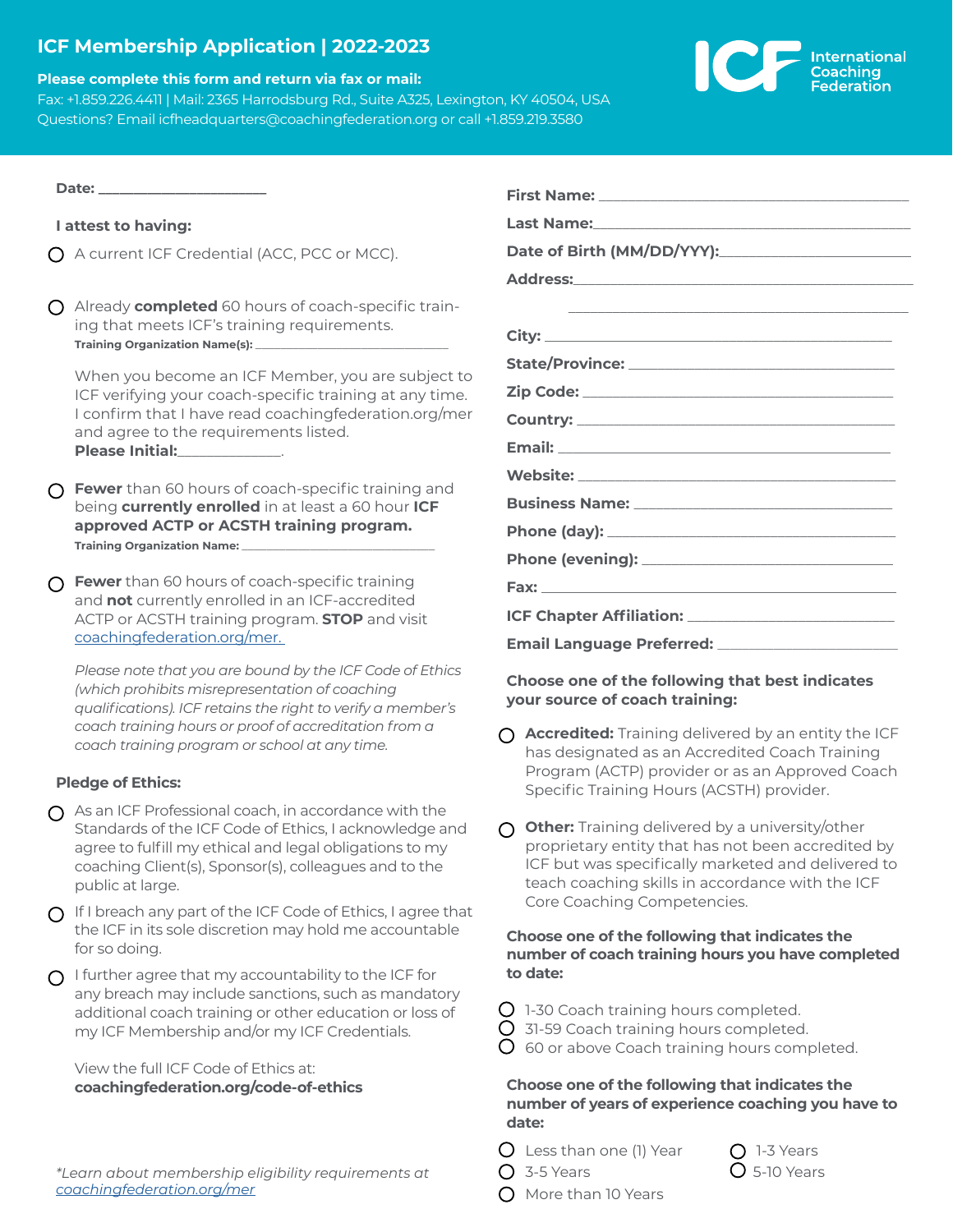# ICF Membership Application | 2022-2023

**Please complete this form and return via fax or mail:**

Fax: +1.859.226.4411 | Mail: 2365 Harrodsburg Rd., Suite A325, Lexington, KY 40504, USA

Questions? Email icfheadquarters@coachingfederation.org or call +1.859.219.3580

International Coaching Federation

**Date:** ____________________

**I attest to having:**

- ◯ A current ICF Credential (ACC, PCC or MCC).

- ◯ Already **completed** 60 hours of coach-specific training that meets ICF's training requirements.
  **Training Organization Name(s):** ____________________

  When you become an ICF Member, you are subject to ICF verifying your coach-specific training at any time. I confirm that I have read coachingfederation.org/mer and agree to the requirements listed.
  **Please Initial:**____________.

- ◯ **Fewer** than 60 hours of coach-specific training and being **currently enrolled** in at least a 60 hour **ICF approved ACTP or ACSTH training program.**
  **Training Organization Name:** ____________________

- ◯ **Fewer** than 60 hours of coach-specific training and **not** currently enrolled in an ICF-accredited ACTP or ACSTH training program. **STOP** and visit coachingfederation.org/mer.

  *Please note that you are bound by the ICF Code of Ethics (which prohibits misrepresentation of coaching qualifications). ICF retains the right to verify a member's coach training hours or proof of accreditation from a coach training program or school at any time.*

**Pledge of Ethics:**

- ◯ As an ICF Professional coach, in accordance with the Standards of the ICF Code of Ethics, I acknowledge and agree to fulfill my ethical and legal obligations to my coaching Client(s), Sponsor(s), colleagues and to the public at large.
- ◯ If I breach any part of the ICF Code of Ethics, I agree that the ICF in its sole discretion may hold me accountable for so doing.
- ◯ I further agree that my accountability to the ICF for any breach may include sanctions, such as mandatory additional coach training or other education or loss of my ICF Membership and/or my ICF Credentials.

  View the full ICF Code of Ethics at:
  **coachingfederation.org/code-of-ethics**

*\*Learn about membership eligibility requirements at coachingfederation.org/mer*

**First Name:** ____________________

**Last Name:** ____________________

**Date of Birth (MM/DD/YYY):** ____________________

**Address:** ____________________

____________________

**City:** ____________________

**State/Province:** ____________________

**Zip Code:** ____________________

**Country:** ____________________

**Email:** ____________________

**Website:** ____________________

**Business Name:** ____________________

**Phone (day):** ____________________

**Phone (evening):** ____________________

**Fax:** ____________________

**ICF Chapter Affiliation:** ____________________

**Email Language Preferred:** ____________________

**Choose one of the following that best indicates your source of coach training:**

- ◯ **Accredited:** Training delivered by an entity the ICF has designated as an Accredited Coach Training Program (ACTP) provider or as an Approved Coach Specific Training Hours (ACSTH) provider.
- ◯ **Other:** Training delivered by a university/other proprietary entity that has not been accredited by ICF but was specifically marketed and delivered to teach coaching skills in accordance with the ICF Core Coaching Competencies.

**Choose one of the following that indicates the number of coach training hours you have completed to date:**

- ◯ 1-30 Coach training hours completed.
- ◯ 31-59 Coach training hours completed.
- ◯ 60 or above Coach training hours completed.

**Choose one of the following that indicates the number of years of experience coaching you have to date:**

- ◯ Less than one (1) Year
- ◯ 1-3 Years
- ◯ 3-5 Years
- ◯ 5-10 Years
- ◯ More than 10 Years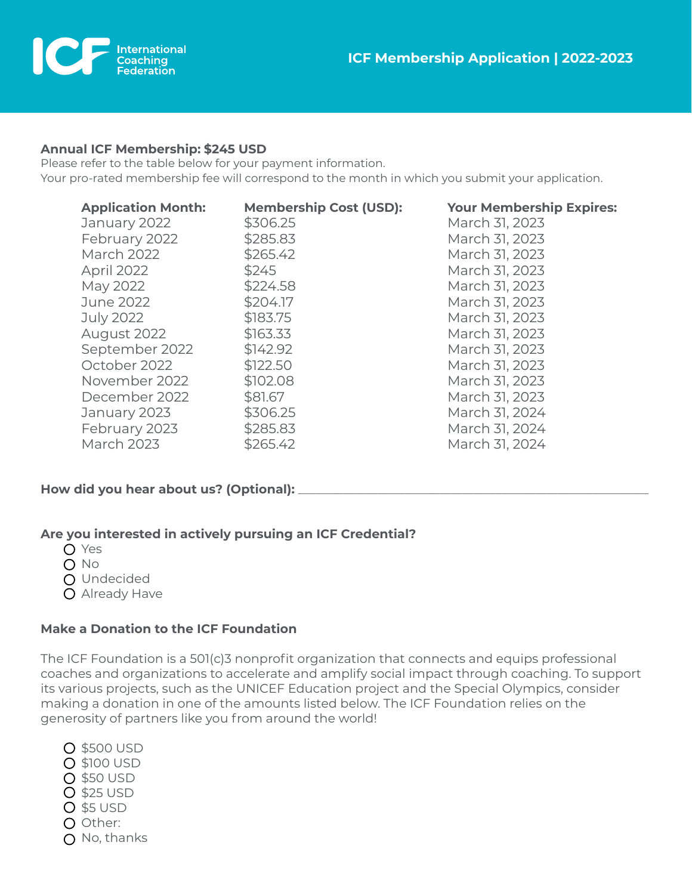**Annual ICF Membership: $245 USD**

Please refer to the table below for your payment information.
Your pro-rated membership fee will correspond to the month in which you submit your application.

| Application Month: | Membership Cost (USD): | Your Membership Expires: |
| --- | --- | --- |
| January 2022 | $306.25 | March 31, 2023 |
| February 2022 | $285.83 | March 31, 2023 |
| March 2022 | $265.42 | March 31, 2023 |
| April 2022 | $245 | March 31, 2023 |
| May 2022 | $224.58 | March 31, 2023 |
| June 2022 | $204.17 | March 31, 2023 |
| July 2022 | $183.75 | March 31, 2023 |
| August 2022 | $163.33 | March 31, 2023 |
| September 2022 | $142.92 | March 31, 2023 |
| October 2022 | $122.50 | March 31, 2023 |
| November 2022 | $102.08 | March 31, 2023 |
| December 2022 | $81.67 | March 31, 2023 |
| January 2023 | $306.25 | March 31, 2024 |
| February 2023 | $285.83 | March 31, 2024 |
| March 2023 | $265.42 | March 31, 2024 |

**How did you hear about us? (Optional):** ____________________________________________

**Are you interested in actively pursuing an ICF Credential?**

- ○ Yes
- ○ No
- ○ Undecided
- ○ Already Have

**Make a Donation to the ICF Foundation**

The ICF Foundation is a 501(c)3 nonprofit organization that connects and equips professional coaches and organizations to accelerate and amplify social impact through coaching. To support its various projects, such as the UNICEF Education project and the Special Olympics, consider making a donation in one of the amounts listed below. The ICF Foundation relies on the generosity of partners like you from around the world!

- ○ $500 USD
- ○ $100 USD
- ○ $50 USD
- ○ $25 USD
- ○ $5 USD
- ○ Other:
- ○ No, thanks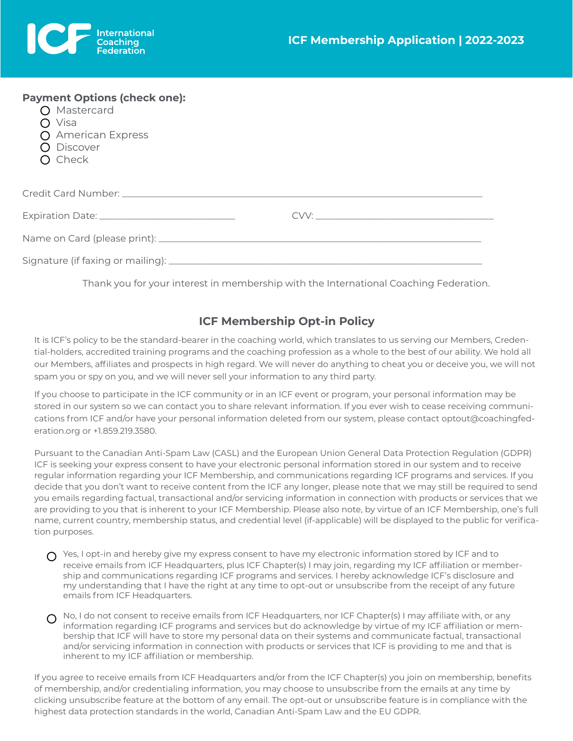**Payment Options (check one):**

- ○ Mastercard
- ○ Visa
- ○ American Express
- ○ Discover
- ○ Check

Credit Card Number: ____________________________________________________________

Expiration Date: ______________________ CVV: ______________________________

Name on Card (please print): _____________________________________________________

Signature (if faxing or mailing): ___________________________________________________

Thank you for your interest in membership with the International Coaching Federation.

## ICF Membership Opt-in Policy

It is ICF's policy to be the standard-bearer in the coaching world, which translates to us serving our Members, Credential-holders, accredited training programs and the coaching profession as a whole to the best of our ability. We hold all our Members, affiliates and prospects in high regard. We will never do anything to cheat you or deceive you, we will not spam you or spy on you, and we will never sell your information to any third party.

If you choose to participate in the ICF community or in an ICF event or program, your personal information may be stored in our system so we can contact you to share relevant information. If you ever wish to cease receiving communications from ICF and/or have your personal information deleted from our system, please contact optout@coachingfederation.org or +1.859.219.3580.

Pursuant to the Canadian Anti-Spam Law (CASL) and the European Union General Data Protection Regulation (GDPR) ICF is seeking your express consent to have your electronic personal information stored in our system and to receive regular information regarding your ICF Membership, and communications regarding ICF programs and services. If you decide that you don't want to receive content from the ICF any longer, please note that we may still be required to send you emails regarding factual, transactional and/or servicing information in connection with products or services that we are providing to you that is inherent to your ICF Membership. Please also note, by virtue of an ICF Membership, one's full name, current country, membership status, and credential level (if-applicable) will be displayed to the public for verification purposes.

- ○ Yes, I opt-in and hereby give my express consent to have my electronic information stored by ICF and to receive emails from ICF Headquarters, plus ICF Chapter(s) I may join, regarding my ICF affiliation or membership and communications regarding ICF programs and services. I hereby acknowledge ICF's disclosure and my understanding that I have the right at any time to opt-out or unsubscribe from the receipt of any future emails from ICF Headquarters.

- ○ No, I do not consent to receive emails from ICF Headquarters, nor ICF Chapter(s) I may affiliate with, or any information regarding ICF programs and services but do acknowledge by virtue of my ICF affiliation or membership that ICF will have to store my personal data on their systems and communicate factual, transactional and/or servicing information in connection with products or services that ICF is providing to me and that is inherent to my ICF affiliation or membership.

If you agree to receive emails from ICF Headquarters and/or from the ICF Chapter(s) you join on membership, benefits of membership, and/or credentialing information, you may choose to unsubscribe from the emails at any time by clicking unsubscribe feature at the bottom of any email. The opt-out or unsubscribe feature is in compliance with the highest data protection standards in the world, Canadian Anti-Spam Law and the EU GDPR.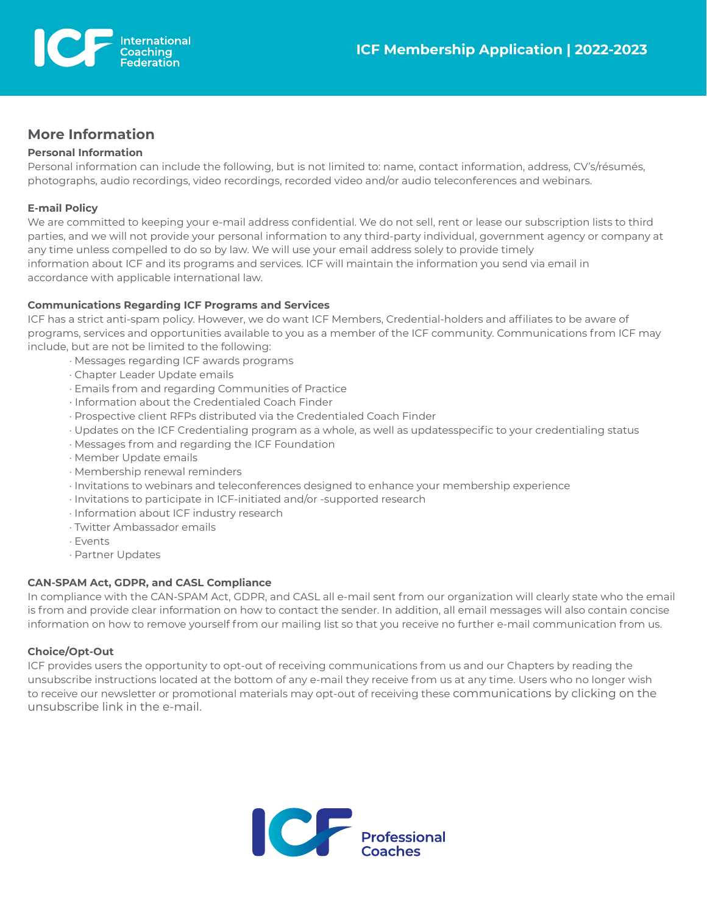## More Information

**Personal Information**

Personal information can include the following, but is not limited to: name, contact information, address, CV's/résumés, photographs, audio recordings, video recordings, recorded video and/or audio teleconferences and webinars.

**E-mail Policy**

We are committed to keeping your e-mail address confidential. We do not sell, rent or lease our subscription lists to third parties, and we will not provide your personal information to any third-party individual, government agency or company at any time unless compelled to do so by law. We will use your email address solely to provide timely information about ICF and its programs and services. ICF will maintain the information you send via email in accordance with applicable international law.

**Communications Regarding ICF Programs and Services**

ICF has a strict anti-spam policy. However, we do want ICF Members, Credential-holders and affiliates to be aware of programs, services and opportunities available to you as a member of the ICF community. Communications from ICF may include, but are not be limited to the following:

- Messages regarding ICF awards programs
- Chapter Leader Update emails
- Emails from and regarding Communities of Practice
- Information about the Credentialed Coach Finder
- Prospective client RFPs distributed via the Credentialed Coach Finder
- Updates on the ICF Credentialing program as a whole, as well as updatesspecific to your credentialing status
- Messages from and regarding the ICF Foundation
- Member Update emails
- Membership renewal reminders
- Invitations to webinars and teleconferences designed to enhance your membership experience
- Invitations to participate in ICF-initiated and/or -supported research
- Information about ICF industry research
- Twitter Ambassador emails
- Events
- Partner Updates

**CAN-SPAM Act, GDPR, and CASL Compliance**

In compliance with the CAN-SPAM Act, GDPR, and CASL all e-mail sent from our organization will clearly state who the email is from and provide clear information on how to contact the sender. In addition, all email messages will also contain concise information on how to remove yourself from our mailing list so that you receive no further e-mail communication from us.

**Choice/Opt-Out**

ICF provides users the opportunity to opt-out of receiving communications from us and our Chapters by reading the unsubscribe instructions located at the bottom of any e-mail they receive from us at any time. Users who no longer wish to receive our newsletter or promotional materials may opt-out of receiving these communications by clicking on the unsubscribe link in the e-mail.